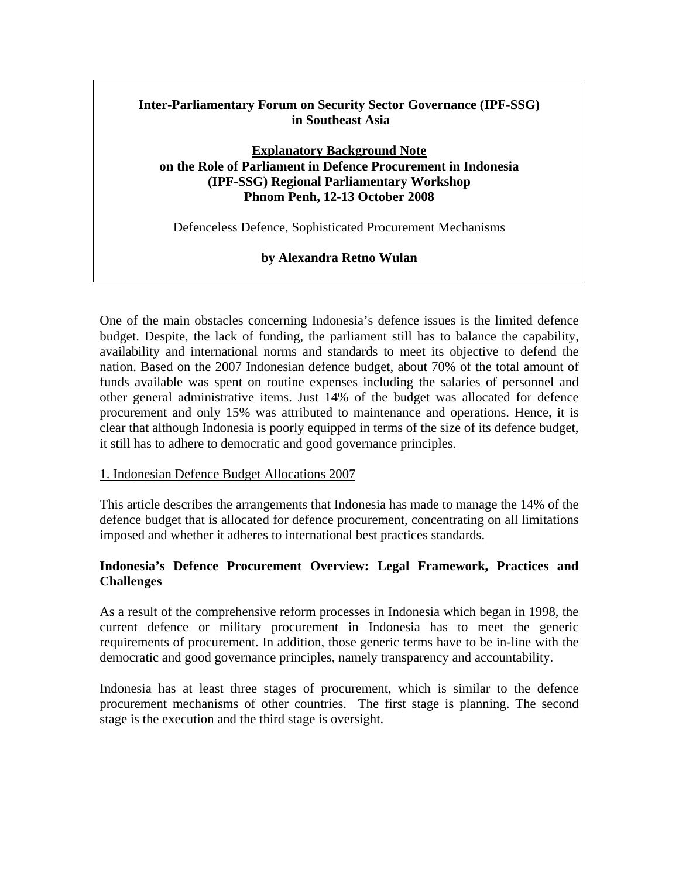**Inter-Parliamentary Forum on Security Sector Governance (IPF-SSG) in Southeast Asia**

**Explanatory Background Note on the Role of Parliament in Defence Procurement in Indonesia (IPF-SSG) Regional Parliamentary Workshop Phnom Penh, 12-13 October 2008**

Defenceless Defence, Sophisticated Procurement Mechanisms

**by Alexandra Retno Wulan**

One of the main obstacles concerning Indonesia's defence issues is the limited defence budget. Despite, the lack of funding, the parliament still has to balance the capability, availability and international norms and standards to meet its objective to defend the nation. Based on the 2007 Indonesian defence budget, about 70% of the total amount of funds available was spent on routine expenses including the salaries of personnel and other general administrative items. Just 14% of the budget was allocated for defence procurement and only 15% was attributed to maintenance and operations. Hence, it is clear that although Indonesia is poorly equipped in terms of the size of its defence budget, it still has to adhere to democratic and good governance principles.

1. Indonesian Defence Budget Allocations 2007

This article describes the arrangements that Indonesia has made to manage the 14% of the defence budget that is allocated for defence procurement, concentrating on all limitations imposed and whether it adheres to international best practices standards.

## Indonesia's Defence Procurement Overview: Legal Framework, Practices and Challenges

As a result of the comprehensive reform processes in Indonesia which began in 1998, the current defence or military procurement in Indonesia has to meet the generic requirements of procurement. In addition, those generic terms have to be in-line with the democratic and good governance principles, namely transparency and accountability.

Indonesia has at least three stages of procurement, which is similar to the defence procurement mechanisms of other countries. The first stage is planning. The second stage is the execution and the third stage is oversight.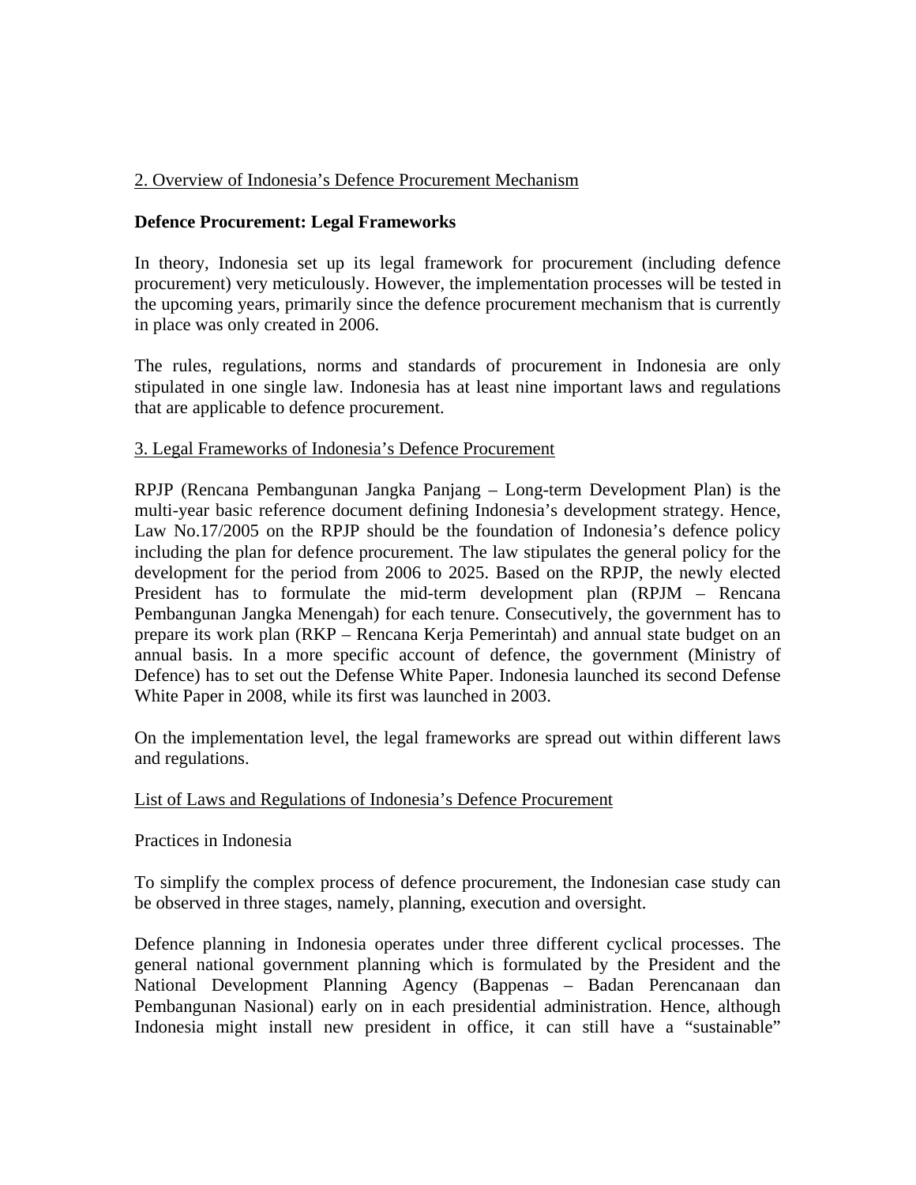<u>2. Overview of Indonesia's Defence Procurement Mechanism</u>

**Defence Procurement: Legal Frameworks**

In theory, Indonesia set up its legal framework for procurement (including defence procurement) very meticulously. However, the implementation processes will be tested in the upcoming years, primarily since the defence procurement mechanism that is currently in place was only created in 2006.

The rules, regulations, norms and standards of procurement in Indonesia are only stipulated in one single law. Indonesia has at least nine important laws and regulations that are applicable to defence procurement.

<u>3. Legal Frameworks of Indonesia's Defence Procurement</u>

RPJP (Rencana Pembangunan Jangka Panjang – Long-term Development Plan) is the multi-year basic reference document defining Indonesia's development strategy. Hence, Law No.17/2005 on the RPJP should be the foundation of Indonesia's defence policy including the plan for defence procurement. The law stipulates the general policy for the development for the period from 2006 to 2025. Based on the RPJP, the newly elected President has to formulate the mid-term development plan (RPJM – Rencana Pembangunan Jangka Menengah) for each tenure. Consecutively, the government has to prepare its work plan (RKP – Rencana Kerja Pemerintah) and annual state budget on an annual basis. In a more specific account of defence, the government (Ministry of Defence) has to set out the Defense White Paper. Indonesia launched its second Defense White Paper in 2008, while its first was launched in 2003.

On the implementation level, the legal frameworks are spread out within different laws and regulations.

<u>List of Laws and Regulations of Indonesia's Defence Procurement</u>

Practices in Indonesia

To simplify the complex process of defence procurement, the Indonesian case study can be observed in three stages, namely, planning, execution and oversight.

Defence planning in Indonesia operates under three different cyclical processes. The general national government planning which is formulated by the President and the National Development Planning Agency (Bappenas – Badan Perencanaan dan Pembangunan Nasional) early on in each presidential administration. Hence, although Indonesia might install new president in office, it can still have a "sustainable"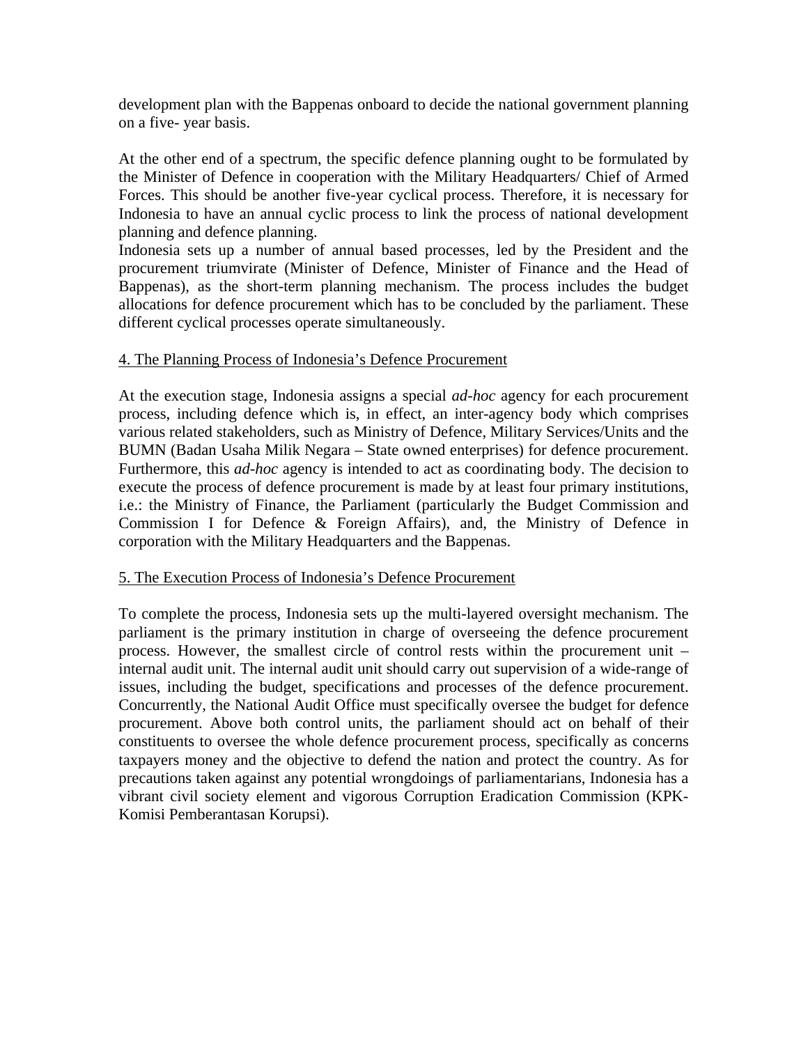development plan with the Bappenas onboard to decide the national government planning on a five- year basis.

At the other end of a spectrum, the specific defence planning ought to be formulated by the Minister of Defence in cooperation with the Military Headquarters/ Chief of Armed Forces. This should be another five-year cyclical process. Therefore, it is necessary for Indonesia to have an annual cyclic process to link the process of national development planning and defence planning.
Indonesia sets up a number of annual based processes, led by the President and the procurement triumvirate (Minister of Defence, Minister of Finance and the Head of Bappenas), as the short-term planning mechanism. The process includes the budget allocations for defence procurement which has to be concluded by the parliament. These different cyclical processes operate simultaneously.

<u>4. The Planning Process of Indonesia's Defence Procurement</u>

At the execution stage, Indonesia assigns a special *ad-hoc* agency for each procurement process, including defence which is, in effect, an inter-agency body which comprises various related stakeholders, such as Ministry of Defence, Military Services/Units and the BUMN (Badan Usaha Milik Negara – State owned enterprises) for defence procurement. Furthermore, this *ad-hoc* agency is intended to act as coordinating body. The decision to execute the process of defence procurement is made by at least four primary institutions, i.e.: the Ministry of Finance, the Parliament (particularly the Budget Commission and Commission I for Defence & Foreign Affairs), and, the Ministry of Defence in corporation with the Military Headquarters and the Bappenas.

<u>5. The Execution Process of Indonesia's Defence Procurement</u>

To complete the process, Indonesia sets up the multi-layered oversight mechanism. The parliament is the primary institution in charge of overseeing the defence procurement process. However, the smallest circle of control rests within the procurement unit – internal audit unit. The internal audit unit should carry out supervision of a wide-range of issues, including the budget, specifications and processes of the defence procurement. Concurrently, the National Audit Office must specifically oversee the budget for defence procurement. Above both control units, the parliament should act on behalf of their constituents to oversee the whole defence procurement process, specifically as concerns taxpayers money and the objective to defend the nation and protect the country. As for precautions taken against any potential wrongdoings of parliamentarians, Indonesia has a vibrant civil society element and vigorous Corruption Eradication Commission (KPK-Komisi Pemberantasan Korupsi).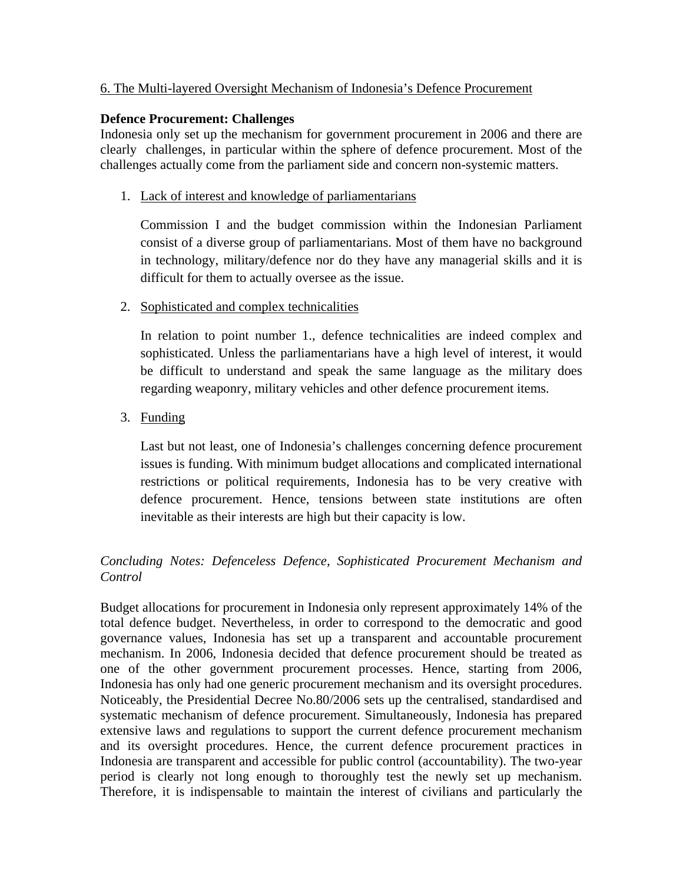6. The Multi-layered Oversight Mechanism of Indonesia's Defence Procurement

**Defence Procurement: Challenges**

Indonesia only set up the mechanism for government procurement in 2006 and there are clearly challenges, in particular within the sphere of defence procurement. Most of the challenges actually come from the parliament side and concern non-systemic matters.

1. Lack of interest and knowledge of parliamentarians

   Commission I and the budget commission within the Indonesian Parliament consist of a diverse group of parliamentarians. Most of them have no background in technology, military/defence nor do they have any managerial skills and it is difficult for them to actually oversee as the issue.

2. Sophisticated and complex technicalities

   In relation to point number 1., defence technicalities are indeed complex and sophisticated. Unless the parliamentarians have a high level of interest, it would be difficult to understand and speak the same language as the military does regarding weaponry, military vehicles and other defence procurement items.

3. Funding

   Last but not least, one of Indonesia's challenges concerning defence procurement issues is funding. With minimum budget allocations and complicated international restrictions or political requirements, Indonesia has to be very creative with defence procurement. Hence, tensions between state institutions are often inevitable as their interests are high but their capacity is low.

*Concluding Notes: Defenceless Defence, Sophisticated Procurement Mechanism and Control*

Budget allocations for procurement in Indonesia only represent approximately 14% of the total defence budget. Nevertheless, in order to correspond to the democratic and good governance values, Indonesia has set up a transparent and accountable procurement mechanism. In 2006, Indonesia decided that defence procurement should be treated as one of the other government procurement processes. Hence, starting from 2006, Indonesia has only had one generic procurement mechanism and its oversight procedures. Noticeably, the Presidential Decree No.80/2006 sets up the centralised, standardised and systematic mechanism of defence procurement. Simultaneously, Indonesia has prepared extensive laws and regulations to support the current defence procurement mechanism and its oversight procedures. Hence, the current defence procurement practices in Indonesia are transparent and accessible for public control (accountability). The two-year period is clearly not long enough to thoroughly test the newly set up mechanism. Therefore, it is indispensable to maintain the interest of civilians and particularly the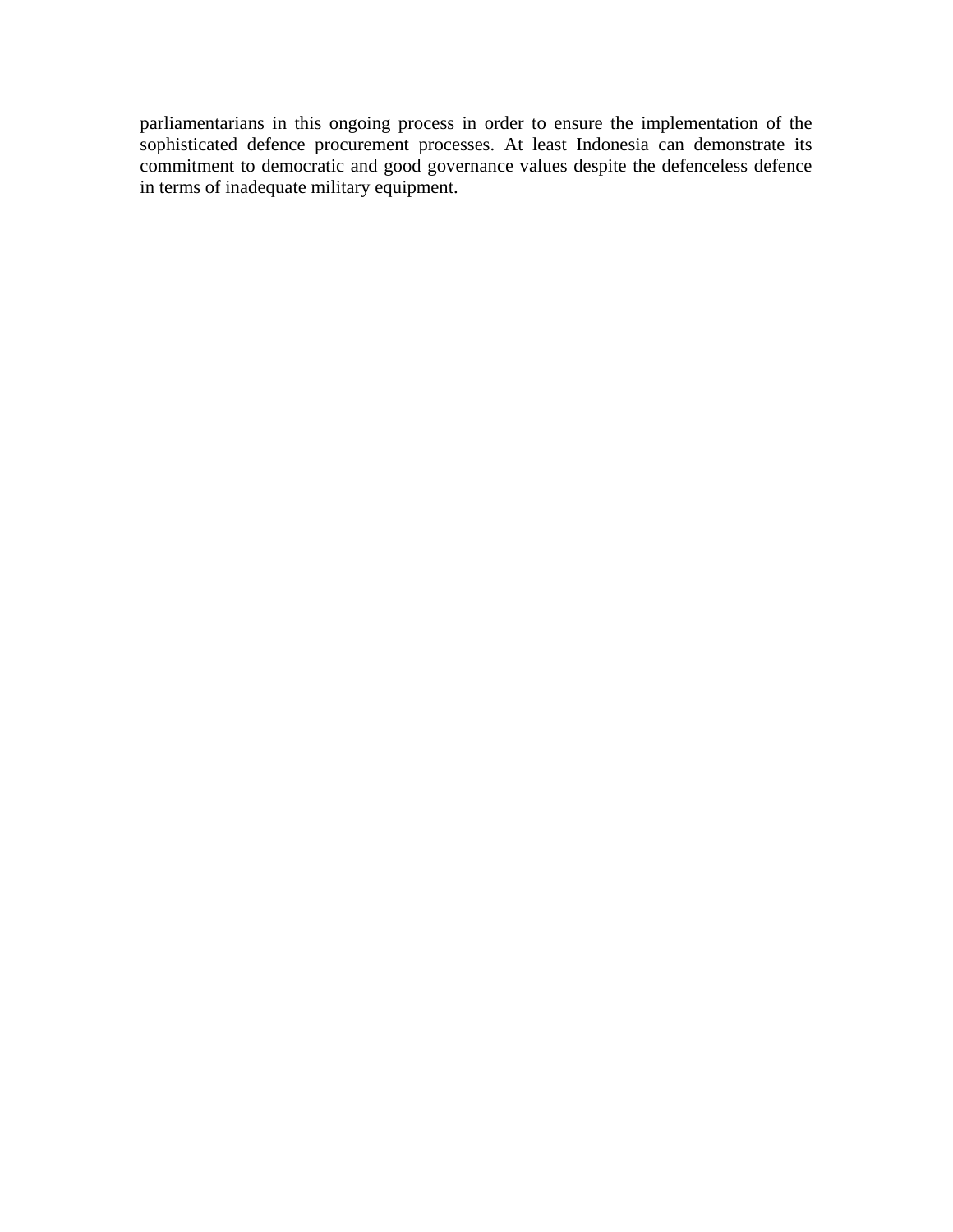parliamentarians in this ongoing process in order to ensure the implementation of the sophisticated defence procurement processes. At least Indonesia can demonstrate its commitment to democratic and good governance values despite the defenceless defence in terms of inadequate military equipment.